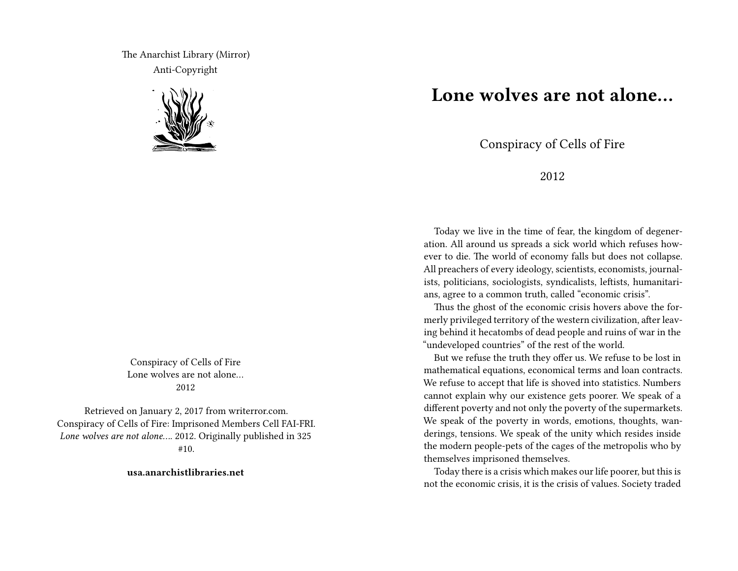The Anarchist Library (Mirror)
Anti-Copyright

Conspiracy of Cells of Fire
Lone wolves are not alone…
2012

Retrieved on January 2, 2017 from writerror.com.
Conspiracy of Cells of Fire: Imprisoned Members Cell FAI-FRI. *Lone wolves are not alone…*. 2012. Originally published in 325 #10.

**usa.anarchistlibraries.net**

# Lone wolves are not alone…

Conspiracy of Cells of Fire

2012

Today we live in the time of fear, the kingdom of degeneration. All around us spreads a sick world which refuses however to die. The world of economy falls but does not collapse. All preachers of every ideology, scientists, economists, journalists, politicians, sociologists, syndicalists, leftists, humanitarians, agree to a common truth, called "economic crisis".

Thus the ghost of the economic crisis hovers above the formerly privileged territory of the western civilization, after leaving behind it hecatombs of dead people and ruins of war in the "undeveloped countries" of the rest of the world.

But we refuse the truth they offer us. We refuse to be lost in mathematical equations, economical terms and loan contracts. We refuse to accept that life is shoved into statistics. Numbers cannot explain why our existence gets poorer. We speak of a different poverty and not only the poverty of the supermarkets. We speak of the poverty in words, emotions, thoughts, wanderings, tensions. We speak of the unity which resides inside the modern people-pets of the cages of the metropolis who by themselves imprisoned themselves.

Today there is a crisis which makes our life poorer, but this is not the economic crisis, it is the crisis of values. Society traded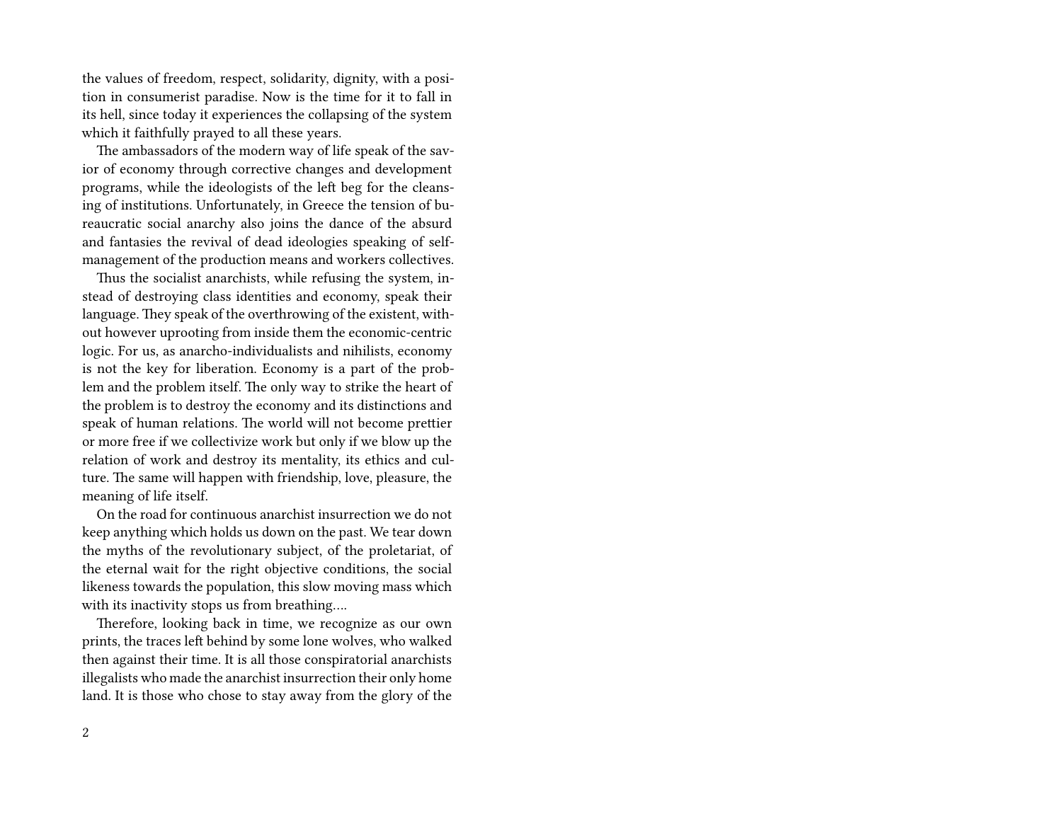the values of freedom, respect, solidarity, dignity, with a position in consumerist paradise. Now is the time for it to fall in its hell, since today it experiences the collapsing of the system which it faithfully prayed to all these years.

The ambassadors of the modern way of life speak of the savior of economy through corrective changes and development programs, while the ideologists of the left beg for the cleansing of institutions. Unfortunately, in Greece the tension of bureaucratic social anarchy also joins the dance of the absurd and fantasies the revival of dead ideologies speaking of self-management of the production means and workers collectives.

Thus the socialist anarchists, while refusing the system, instead of destroying class identities and economy, speak their language. They speak of the overthrowing of the existent, without however uprooting from inside them the economic-centric logic. For us, as anarcho-individualists and nihilists, economy is not the key for liberation. Economy is a part of the problem and the problem itself. The only way to strike the heart of the problem is to destroy the economy and its distinctions and speak of human relations. The world will not become prettier or more free if we collectivize work but only if we blow up the relation of work and destroy its mentality, its ethics and culture. The same will happen with friendship, love, pleasure, the meaning of life itself.

On the road for continuous anarchist insurrection we do not keep anything which holds us down on the past. We tear down the myths of the revolutionary subject, of the proletariat, of the eternal wait for the right objective conditions, the social likeness towards the population, this slow moving mass which with its inactivity stops us from breathing….

Therefore, looking back in time, we recognize as our own prints, the traces left behind by some lone wolves, who walked then against their time. It is all those conspiratorial anarchists illegalists who made the anarchist insurrection their only home land. It is those who chose to stay away from the glory of the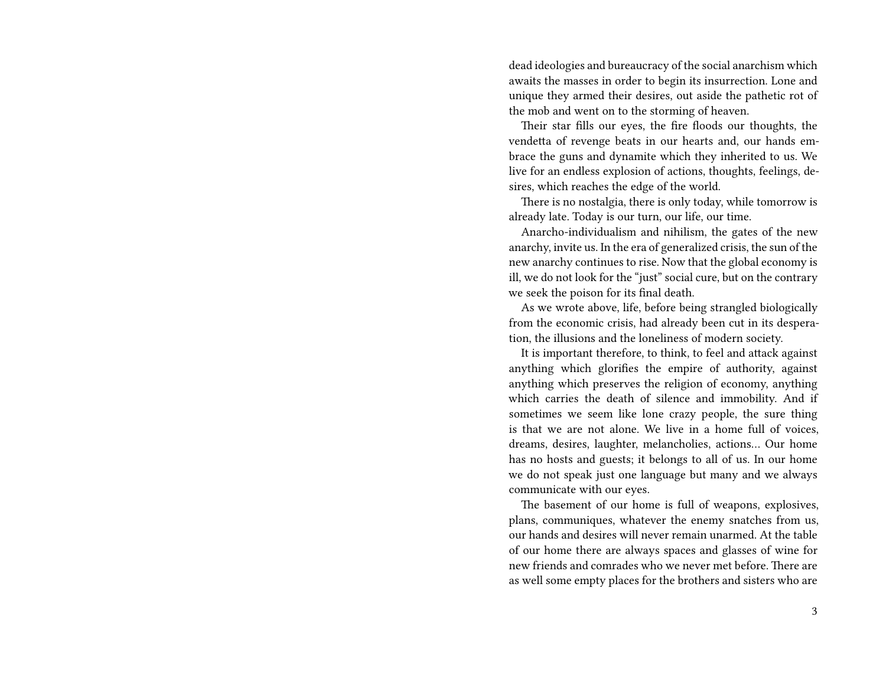dead ideologies and bureaucracy of the social anarchism which awaits the masses in order to begin its insurrection. Lone and unique they armed their desires, out aside the pathetic rot of the mob and went on to the storming of heaven.

Their star fills our eyes, the fire floods our thoughts, the vendetta of revenge beats in our hearts and, our hands embrace the guns and dynamite which they inherited to us. We live for an endless explosion of actions, thoughts, feelings, desires, which reaches the edge of the world.

There is no nostalgia, there is only today, while tomorrow is already late. Today is our turn, our life, our time.

Anarcho-individualism and nihilism, the gates of the new anarchy, invite us. In the era of generalized crisis, the sun of the new anarchy continues to rise. Now that the global economy is ill, we do not look for the "just" social cure, but on the contrary we seek the poison for its final death.

As we wrote above, life, before being strangled biologically from the economic crisis, had already been cut in its desperation, the illusions and the loneliness of modern society.

It is important therefore, to think, to feel and attack against anything which glorifies the empire of authority, against anything which preserves the religion of economy, anything which carries the death of silence and immobility. And if sometimes we seem like lone crazy people, the sure thing is that we are not alone. We live in a home full of voices, dreams, desires, laughter, melancholies, actions… Our home has no hosts and guests; it belongs to all of us. In our home we do not speak just one language but many and we always communicate with our eyes.

The basement of our home is full of weapons, explosives, plans, communiques, whatever the enemy snatches from us, our hands and desires will never remain unarmed. At the table of our home there are always spaces and glasses of wine for new friends and comrades who we never met before. There are as well some empty places for the brothers and sisters who are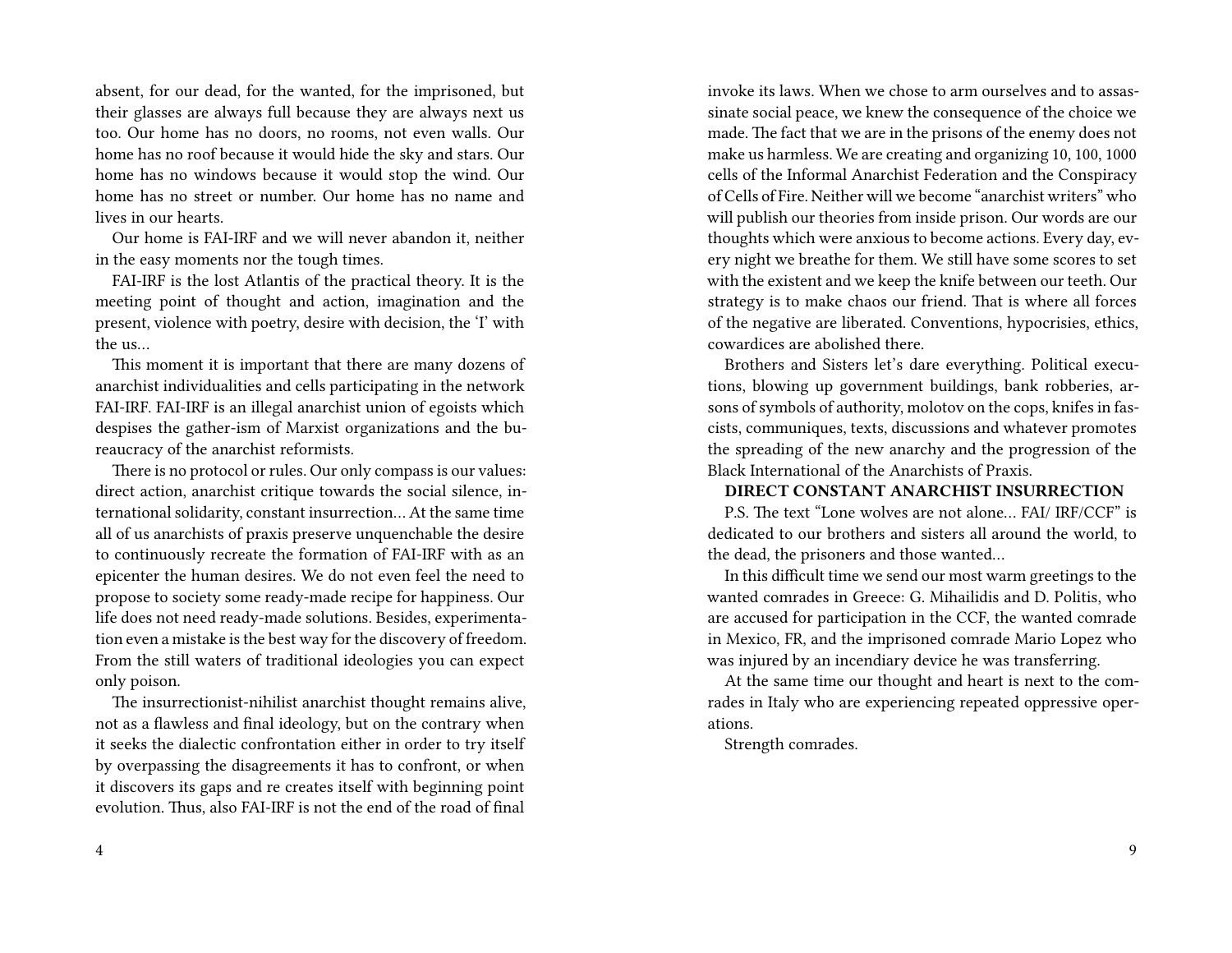absent, for our dead, for the wanted, for the imprisoned, but their glasses are always full because they are always next us too. Our home has no doors, no rooms, not even walls. Our home has no roof because it would hide the sky and stars. Our home has no windows because it would stop the wind. Our home has no street or number. Our home has no name and lives in our hearts.

Our home is FAI-IRF and we will never abandon it, neither in the easy moments nor the tough times.

FAI-IRF is the lost Atlantis of the practical theory. It is the meeting point of thought and action, imagination and the present, violence with poetry, desire with decision, the 'I' with the us…

This moment it is important that there are many dozens of anarchist individualities and cells participating in the network FAI-IRF. FAI-IRF is an illegal anarchist union of egoists which despises the gather-ism of Marxist organizations and the bureaucracy of the anarchist reformists.

There is no protocol or rules. Our only compass is our values: direct action, anarchist critique towards the social silence, international solidarity, constant insurrection… At the same time all of us anarchists of praxis preserve unquenchable the desire to continuously recreate the formation of FAI-IRF with as an epicenter the human desires. We do not even feel the need to propose to society some ready-made recipe for happiness. Our life does not need ready-made solutions. Besides, experimentation even a mistake is the best way for the discovery of freedom. From the still waters of traditional ideologies you can expect only poison.

The insurrectionist-nihilist anarchist thought remains alive, not as a flawless and final ideology, but on the contrary when it seeks the dialectic confrontation either in order to try itself by overpassing the disagreements it has to confront, or when it discovers its gaps and re creates itself with beginning point evolution. Thus, also FAI-IRF is not the end of the road of final

invoke its laws. When we chose to arm ourselves and to assassinate social peace, we knew the consequence of the choice we made. The fact that we are in the prisons of the enemy does not make us harmless. We are creating and organizing 10, 100, 1000 cells of the Informal Anarchist Federation and the Conspiracy of Cells of Fire. Neither will we become "anarchist writers" who will publish our theories from inside prison. Our words are our thoughts which were anxious to become actions. Every day, every night we breathe for them. We still have some scores to set with the existent and we keep the knife between our teeth. Our strategy is to make chaos our friend. That is where all forces of the negative are liberated. Conventions, hypocrisies, ethics, cowardices are abolished there.

Brothers and Sisters let's dare everything. Political executions, blowing up government buildings, bank robberies, arsons of symbols of authority, molotov on the cops, knifes in fascists, communiques, texts, discussions and whatever promotes the spreading of the new anarchy and the progression of the Black International of the Anarchists of Praxis.

**DIRECT CONSTANT ANARCHIST INSURRECTION**

P.S. The text "Lone wolves are not alone… FAI/ IRF/CCF" is dedicated to our brothers and sisters all around the world, to the dead, the prisoners and those wanted…

In this difficult time we send our most warm greetings to the wanted comrades in Greece: G. Mihailidis and D. Politis, who are accused for participation in the CCF, the wanted comrade in Mexico, FR, and the imprisoned comrade Mario Lopez who was injured by an incendiary device he was transferring.

At the same time our thought and heart is next to the comrades in Italy who are experiencing repeated oppressive operations.

Strength comrades.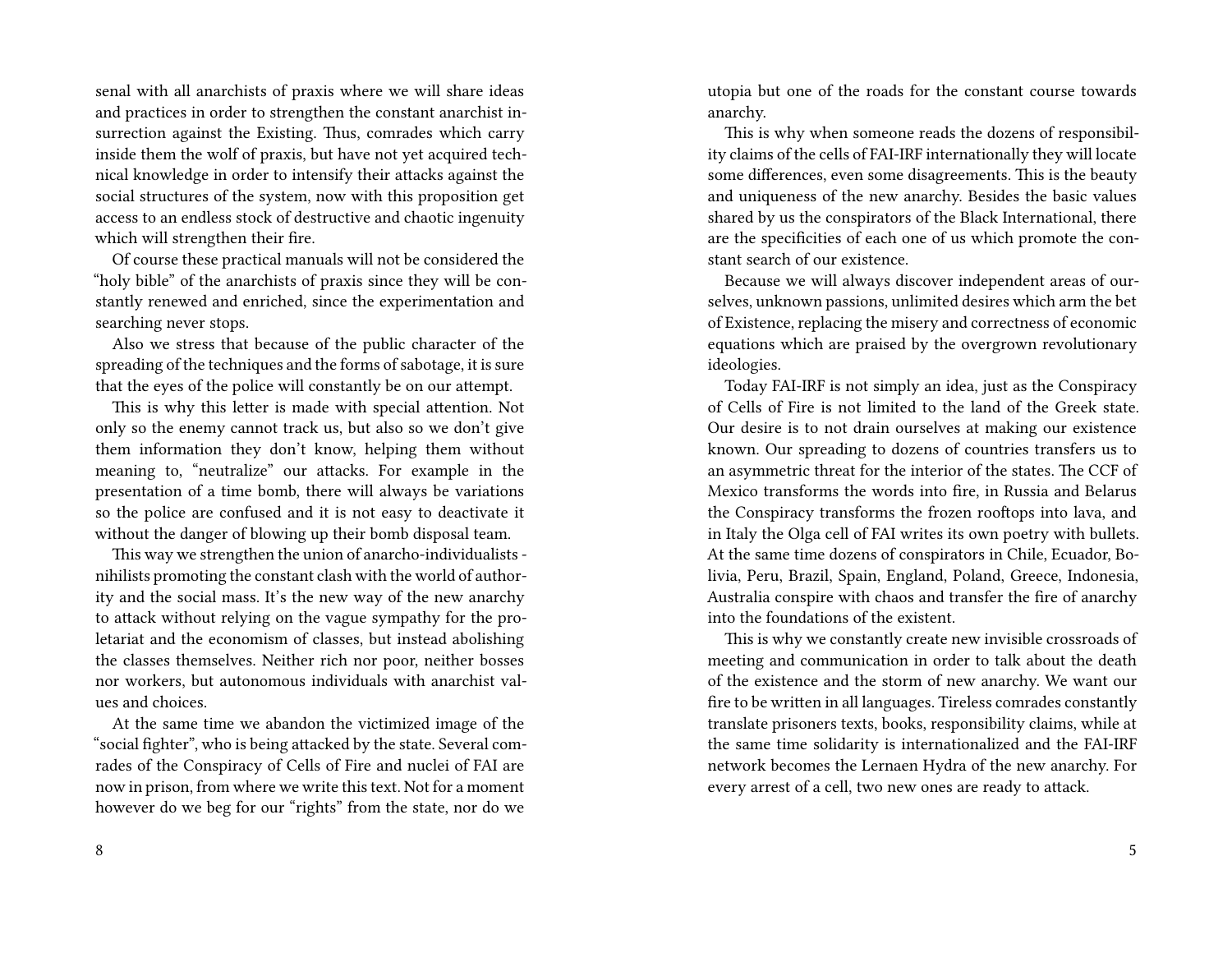senal with all anarchists of praxis where we will share ideas and practices in order to strengthen the constant anarchist insurrection against the Existing. Thus, comrades which carry inside them the wolf of praxis, but have not yet acquired technical knowledge in order to intensify their attacks against the social structures of the system, now with this proposition get access to an endless stock of destructive and chaotic ingenuity which will strengthen their fire.

Of course these practical manuals will not be considered the "holy bible" of the anarchists of praxis since they will be constantly renewed and enriched, since the experimentation and searching never stops.

Also we stress that because of the public character of the spreading of the techniques and the forms of sabotage, it is sure that the eyes of the police will constantly be on our attempt.

This is why this letter is made with special attention. Not only so the enemy cannot track us, but also so we don't give them information they don't know, helping them without meaning to, "neutralize" our attacks. For example in the presentation of a time bomb, there will always be variations so the police are confused and it is not easy to deactivate it without the danger of blowing up their bomb disposal team.

This way we strengthen the union of anarcho-individualists - nihilists promoting the constant clash with the world of authority and the social mass. It's the new way of the new anarchy to attack without relying on the vague sympathy for the proletariat and the economism of classes, but instead abolishing the classes themselves. Neither rich nor poor, neither bosses nor workers, but autonomous individuals with anarchist values and choices.

At the same time we abandon the victimized image of the "social fighter", who is being attacked by the state. Several comrades of the Conspiracy of Cells of Fire and nuclei of FAI are now in prison, from where we write this text. Not for a moment however do we beg for our "rights" from the state, nor do we

utopia but one of the roads for the constant course towards anarchy.

This is why when someone reads the dozens of responsibility claims of the cells of FAI-IRF internationally they will locate some differences, even some disagreements. This is the beauty and uniqueness of the new anarchy. Besides the basic values shared by us the conspirators of the Black International, there are the specificities of each one of us which promote the constant search of our existence.

Because we will always discover independent areas of ourselves, unknown passions, unlimited desires which arm the bet of Existence, replacing the misery and correctness of economic equations which are praised by the overgrown revolutionary ideologies.

Today FAI-IRF is not simply an idea, just as the Conspiracy of Cells of Fire is not limited to the land of the Greek state. Our desire is to not drain ourselves at making our existence known. Our spreading to dozens of countries transfers us to an asymmetric threat for the interior of the states. The CCF of Mexico transforms the words into fire, in Russia and Belarus the Conspiracy transforms the frozen rooftops into lava, and in Italy the Olga cell of FAI writes its own poetry with bullets. At the same time dozens of conspirators in Chile, Ecuador, Bolivia, Peru, Brazil, Spain, England, Poland, Greece, Indonesia, Australia conspire with chaos and transfer the fire of anarchy into the foundations of the existent.

This is why we constantly create new invisible crossroads of meeting and communication in order to talk about the death of the existence and the storm of new anarchy. We want our fire to be written in all languages. Tireless comrades constantly translate prisoners texts, books, responsibility claims, while at the same time solidarity is internationalized and the FAI-IRF network becomes the Lernaen Hydra of the new anarchy. For every arrest of a cell, two new ones are ready to attack.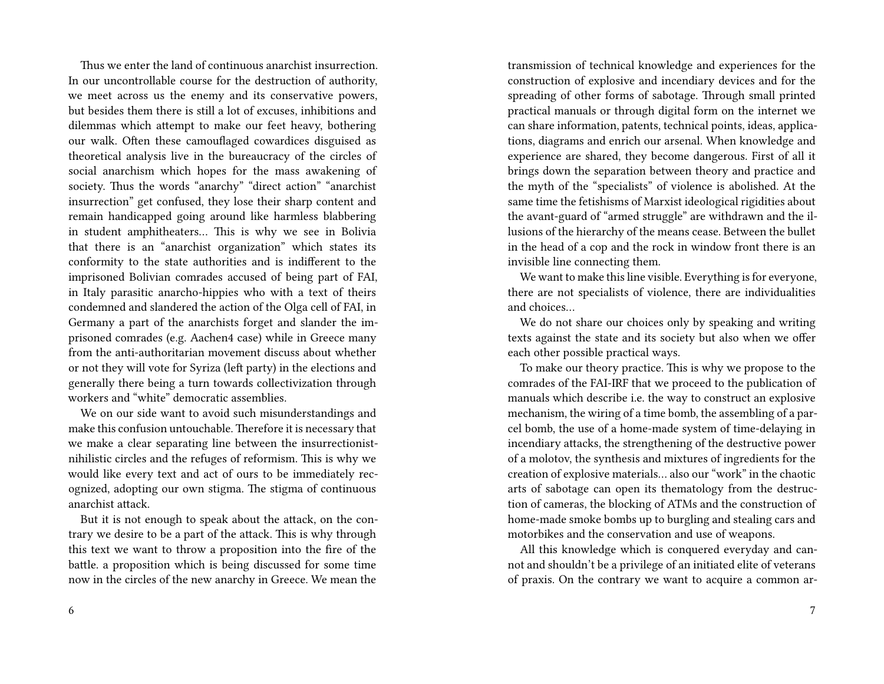Thus we enter the land of continuous anarchist insurrection. In our uncontrollable course for the destruction of authority, we meet across us the enemy and its conservative powers, but besides them there is still a lot of excuses, inhibitions and dilemmas which attempt to make our feet heavy, bothering our walk. Often these camouflaged cowardices disguised as theoretical analysis live in the bureaucracy of the circles of social anarchism which hopes for the mass awakening of society. Thus the words "anarchy" "direct action" "anarchist insurrection" get confused, they lose their sharp content and remain handicapped going around like harmless blabbering in student amphitheaters… This is why we see in Bolivia that there is an "anarchist organization" which states its conformity to the state authorities and is indifferent to the imprisoned Bolivian comrades accused of being part of FAI, in Italy parasitic anarcho-hippies who with a text of theirs condemned and slandered the action of the Olga cell of FAI, in Germany a part of the anarchists forget and slander the imprisoned comrades (e.g. Aachen4 case) while in Greece many from the anti-authoritarian movement discuss about whether or not they will vote for Syriza (left party) in the elections and generally there being a turn towards collectivization through workers and "white" democratic assemblies.

We on our side want to avoid such misunderstandings and make this confusion untouchable. Therefore it is necessary that we make a clear separating line between the insurrectionist-nihilistic circles and the refuges of reformism. This is why we would like every text and act of ours to be immediately recognized, adopting our own stigma. The stigma of continuous anarchist attack.

But it is not enough to speak about the attack, on the contrary we desire to be a part of the attack. This is why through this text we want to throw a proposition into the fire of the battle. a proposition which is being discussed for some time now in the circles of the new anarchy in Greece. We mean the transmission of technical knowledge and experiences for the construction of explosive and incendiary devices and for the spreading of other forms of sabotage. Through small printed practical manuals or through digital form on the internet we can share information, patents, technical points, ideas, applications, diagrams and enrich our arsenal. When knowledge and experience are shared, they become dangerous. First of all it brings down the separation between theory and practice and the myth of the "specialists" of violence is abolished. At the same time the fetishisms of Marxist ideological rigidities about the avant-guard of "armed struggle" are withdrawn and the illusions of the hierarchy of the means cease. Between the bullet in the head of a cop and the rock in window front there is an invisible line connecting them.

We want to make this line visible. Everything is for everyone, there are not specialists of violence, there are individualities and choices…

We do not share our choices only by speaking and writing texts against the state and its society but also when we offer each other possible practical ways.

To make our theory practice. This is why we propose to the comrades of the FAI-IRF that we proceed to the publication of manuals which describe i.e. the way to construct an explosive mechanism, the wiring of a time bomb, the assembling of a parcel bomb, the use of a home-made system of time-delaying in incendiary attacks, the strengthening of the destructive power of a molotov, the synthesis and mixtures of ingredients for the creation of explosive materials… also our "work" in the chaotic arts of sabotage can open its thematology from the destruction of cameras, the blocking of ATMs and the construction of home-made smoke bombs up to burgling and stealing cars and motorbikes and the conservation and use of weapons.

All this knowledge which is conquered everyday and cannot and shouldn't be a privilege of an initiated elite of veterans of praxis. On the contrary we want to acquire a common ar-